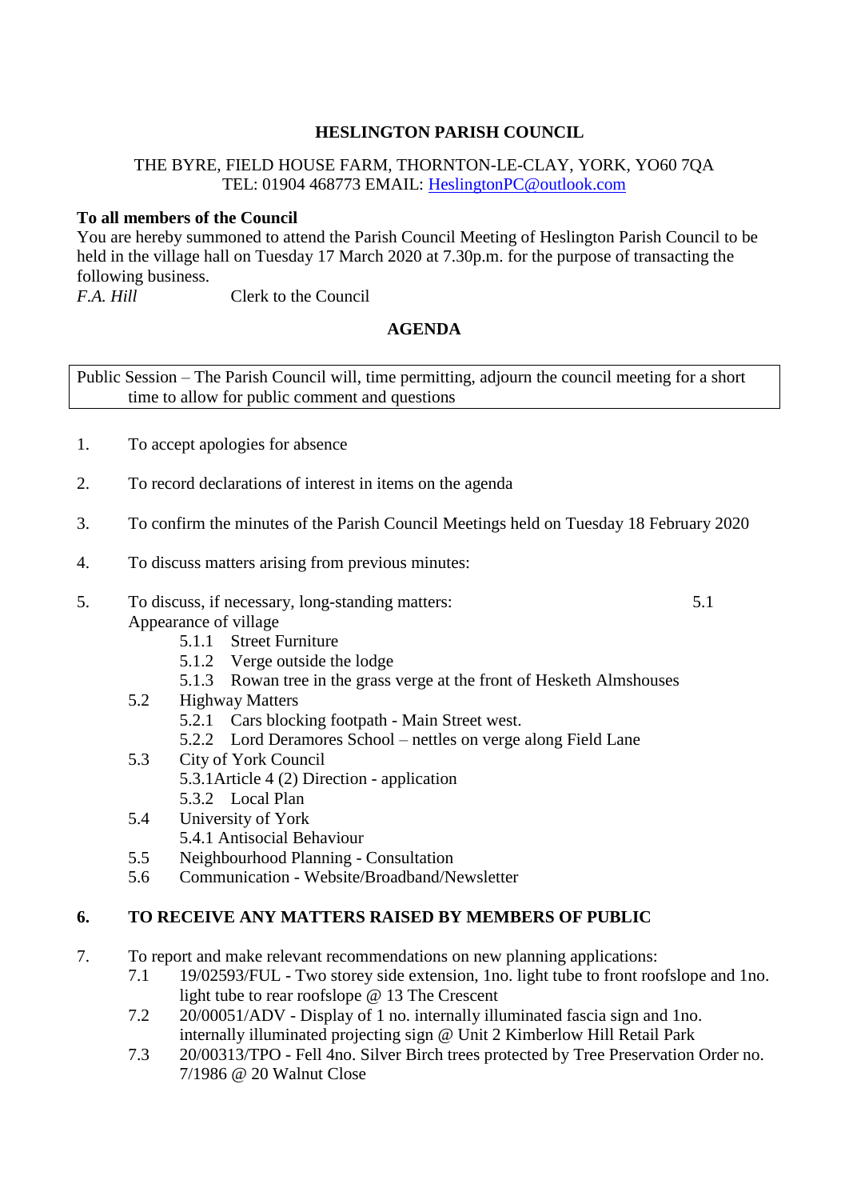# HESLINGTON PARISH COUNCIL

THE BYRE, FIELD HOUSE FARM, THORNTON-LE-CLAY, YORK, YO60 7QA
TEL: 01904 468773 EMAIL: HeslingtonPC@outlook.com

**To all members of the Council**

You are hereby summoned to attend the Parish Council Meeting of Heslington Parish Council to be held in the village hall on Tuesday 17 March 2020 at 7.30p.m. for the purpose of transacting the following business.

*F.A. Hill* Clerk to the Council

## AGENDA

Public Session – The Parish Council will, time permitting, adjourn the council meeting for a short time to allow for public comment and questions

1. To accept apologies for absence

2. To record declarations of interest in items on the agenda

3. To confirm the minutes of the Parish Council Meetings held on Tuesday 18 February 2020

4. To discuss matters arising from previous minutes:

5. To discuss, if necessary, long-standing matters:
   - 5.1 Appearance of village
     - 5.1.1 Street Furniture
     - 5.1.2 Verge outside the lodge
     - 5.1.3 Rowan tree in the grass verge at the front of Hesketh Almshouses
   - 5.2 Highway Matters
     - 5.2.1 Cars blocking footpath - Main Street west.
     - 5.2.2 Lord Deramores School – nettles on verge along Field Lane
   - 5.3 City of York Council
     - 5.3.1 Article 4 (2) Direction - application
     - 5.3.2 Local Plan
   - 5.4 University of York
     - 5.4.1 Antisocial Behaviour
   - 5.5 Neighbourhood Planning - Consultation
   - 5.6 Communication - Website/Broadband/Newsletter

6. **TO RECEIVE ANY MATTERS RAISED BY MEMBERS OF PUBLIC**

7. To report and make relevant recommendations on new planning applications:
   - 7.1 19/02593/FUL - Two storey side extension, 1no. light tube to front roofslope and 1no. light tube to rear roofslope @ 13 The Crescent
   - 7.2 20/00051/ADV - Display of 1 no. internally illuminated fascia sign and 1no. internally illuminated projecting sign @ Unit 2 Kimberlow Hill Retail Park
   - 7.3 20/00313/TPO - Fell 4no. Silver Birch trees protected by Tree Preservation Order no. 7/1986 @ 20 Walnut Close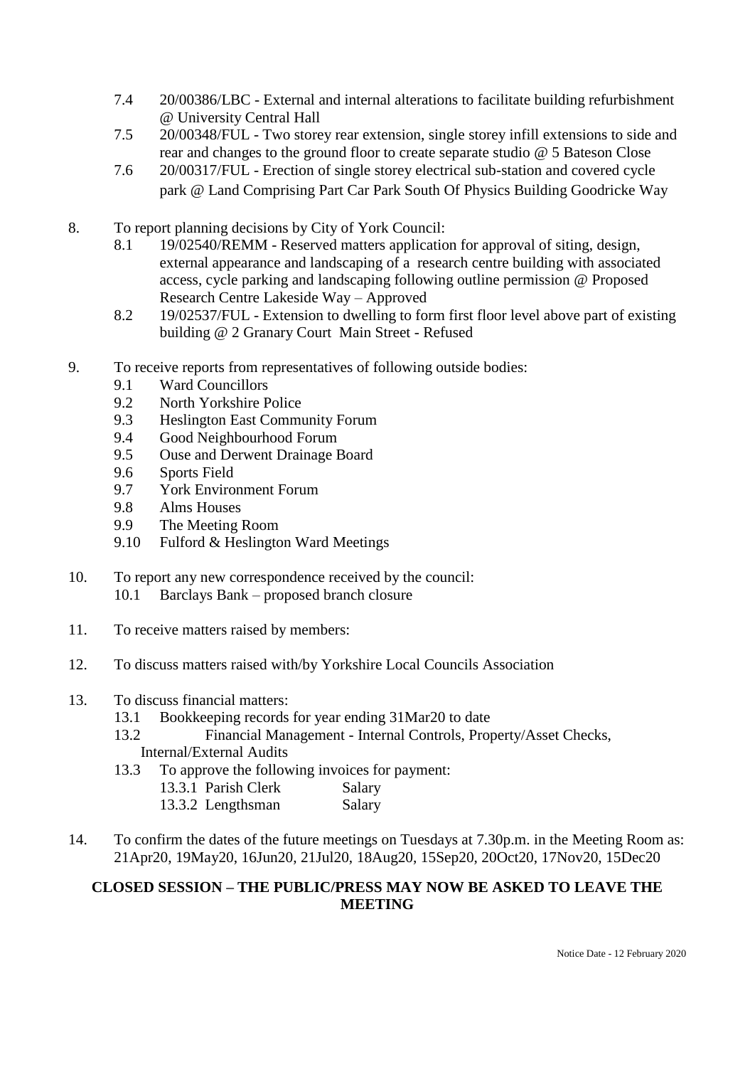7.4 20/00386/LBC - External and internal alterations to facilitate building refurbishment @ University Central Hall

7.5 20/00348/FUL - Two storey rear extension, single storey infill extensions to side and rear and changes to the ground floor to create separate studio @ 5 Bateson Close

7.6 20/00317/FUL - Erection of single storey electrical sub-station and covered cycle park @ Land Comprising Part Car Park South Of Physics Building Goodricke Way

8. To report planning decisions by City of York Council:
   - 8.1 19/02540/REMM - Reserved matters application for approval of siting, design, external appearance and landscaping of a research centre building with associated access, cycle parking and landscaping following outline permission @ Proposed Research Centre Lakeside Way – Approved
   - 8.2 19/02537/FUL - Extension to dwelling to form first floor level above part of existing building @ 2 Granary Court Main Street - Refused

9. To receive reports from representatives of following outside bodies:
   - 9.1 Ward Councillors
   - 9.2 North Yorkshire Police
   - 9.3 Heslington East Community Forum
   - 9.4 Good Neighbourhood Forum
   - 9.5 Ouse and Derwent Drainage Board
   - 9.6 Sports Field
   - 9.7 York Environment Forum
   - 9.8 Alms Houses
   - 9.9 The Meeting Room
   - 9.10 Fulford & Heslington Ward Meetings

10. To report any new correspondence received by the council:
    - 10.1 Barclays Bank – proposed branch closure

11. To receive matters raised by members:

12. To discuss matters raised with/by Yorkshire Local Councils Association

13. To discuss financial matters:
    - 13.1 Bookkeeping records for year ending 31Mar20 to date
    - 13.2 Financial Management - Internal Controls, Property/Asset Checks, Internal/External Audits
    - 13.3 To approve the following invoices for payment:
      - 13.3.1 Parish Clerk Salary
      - 13.3.2 Lengthsman Salary

14. To confirm the dates of the future meetings on Tuesdays at 7.30p.m. in the Meeting Room as: 21Apr20, 19May20, 16Jun20, 21Jul20, 18Aug20, 15Sep20, 20Oct20, 17Nov20, 15Dec20

**CLOSED SESSION – THE PUBLIC/PRESS MAY NOW BE ASKED TO LEAVE THE MEETING**

Notice Date - 12 February 2020